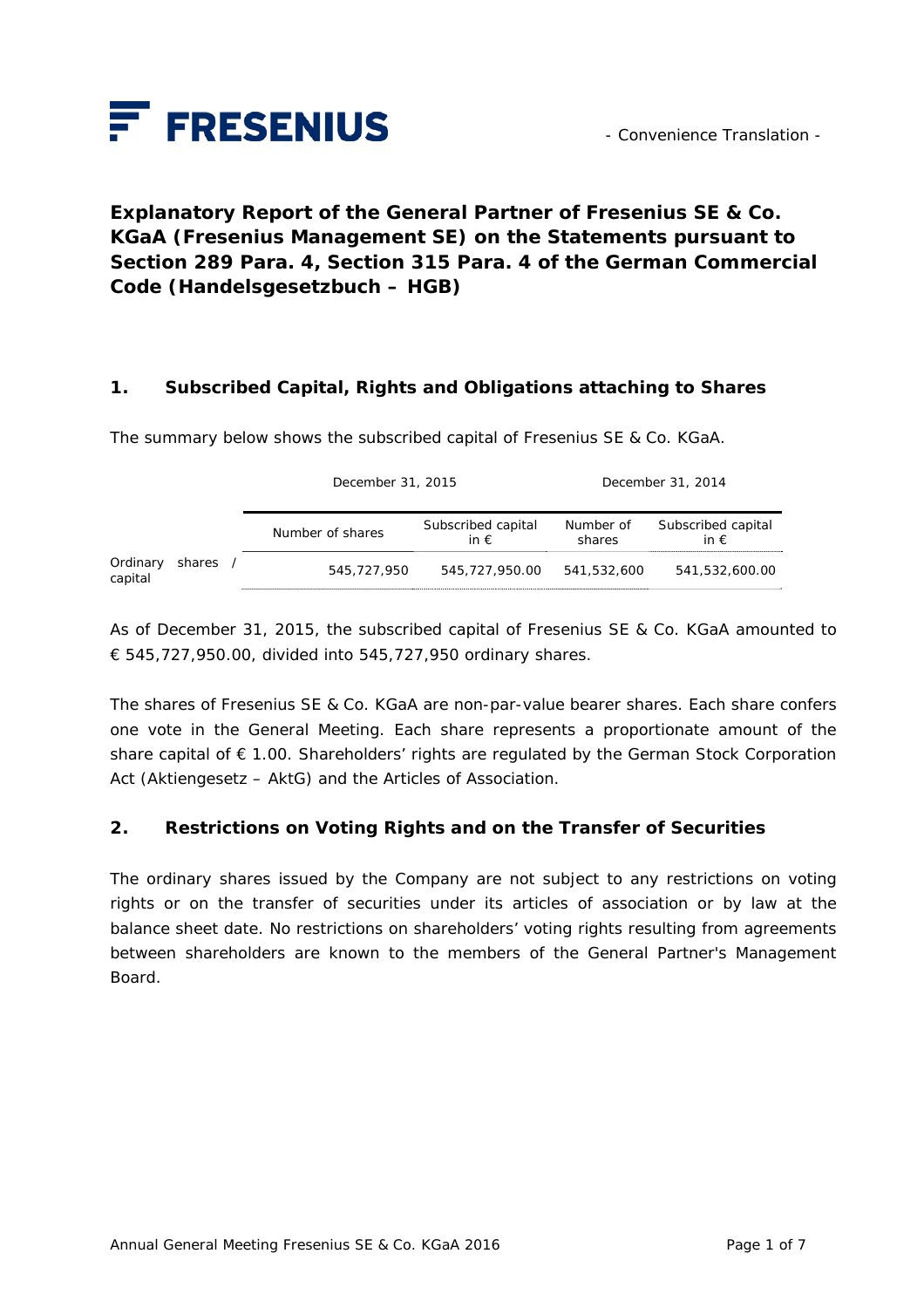FRESENIUS

- Convenience Translation -

# Explanatory Report of the General Partner of Fresenius SE & Co. KGaA (Fresenius Management SE) on the Statements pursuant to Section 289 Para. 4, Section 315 Para. 4 of the German Commercial Code (Handelsgesetzbuch – HGB)

## 1. Subscribed Capital, Rights and Obligations attaching to Shares

The summary below shows the subscribed capital of Fresenius SE & Co. KGaA.

| | December 31, 2015 | | December 31, 2014 | |
|---|---|---|---|---|
| | Number of shares | Subscribed capital in € | Number of shares | Subscribed capital in € |
| Ordinary shares / capital | 545,727,950 | 545,727,950.00 | 541,532,600 | 541,532,600.00 |

As of December 31, 2015, the subscribed capital of Fresenius SE & Co. KGaA amounted to € 545,727,950.00, divided into 545,727,950 ordinary shares.

The shares of Fresenius SE & Co. KGaA are non-par-value bearer shares. Each share confers one vote in the General Meeting. Each share represents a proportionate amount of the share capital of € 1.00. Shareholders' rights are regulated by the German Stock Corporation Act (Aktiengesetz – AktG) and the Articles of Association.

## 2. Restrictions on Voting Rights and on the Transfer of Securities

The ordinary shares issued by the Company are not subject to any restrictions on voting rights or on the transfer of securities under its articles of association or by law at the balance sheet date. No restrictions on shareholders' voting rights resulting from agreements between shareholders are known to the members of the General Partner's Management Board.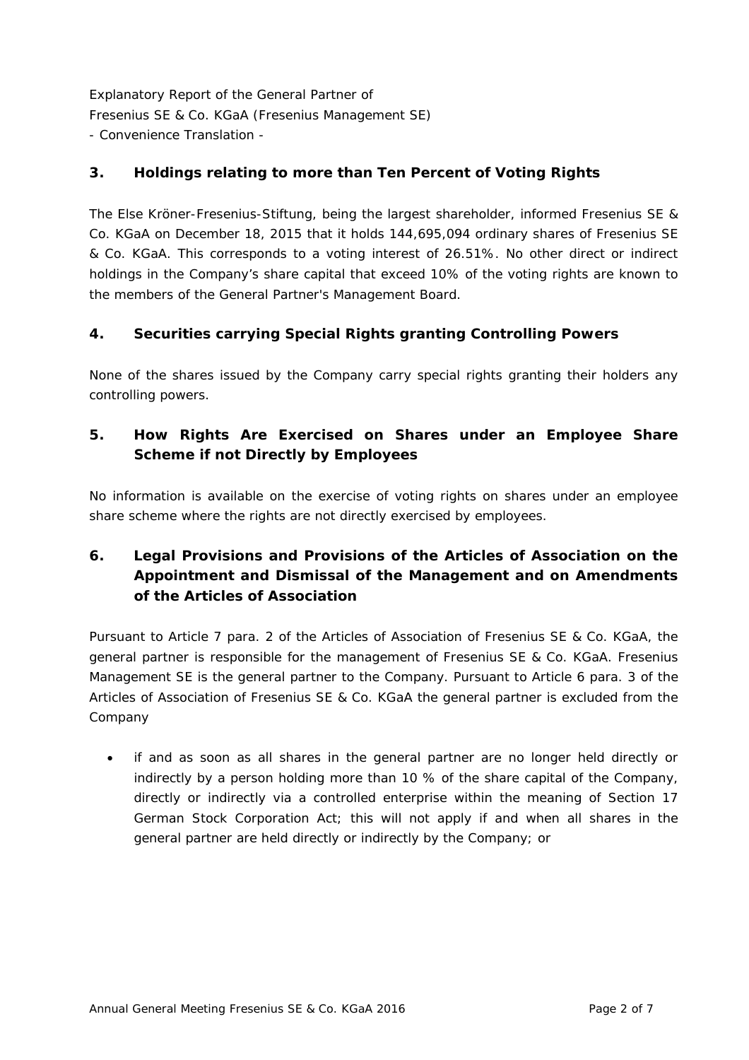Explanatory Report of the General Partner of
Fresenius SE & Co. KGaA (Fresenius Management SE)
- Convenience Translation -

## 3. Holdings relating to more than Ten Percent of Voting Rights

The Else Kröner-Fresenius-Stiftung, being the largest shareholder, informed Fresenius SE & Co. KGaA on December 18, 2015 that it holds 144,695,094 ordinary shares of Fresenius SE & Co. KGaA. This corresponds to a voting interest of 26.51%. No other direct or indirect holdings in the Company's share capital that exceed 10% of the voting rights are known to the members of the General Partner's Management Board.

## 4. Securities carrying Special Rights granting Controlling Powers

None of the shares issued by the Company carry special rights granting their holders any controlling powers.

## 5. How Rights Are Exercised on Shares under an Employee Share Scheme if not Directly by Employees

No information is available on the exercise of voting rights on shares under an employee share scheme where the rights are not directly exercised by employees.

## 6. Legal Provisions and Provisions of the Articles of Association on the Appointment and Dismissal of the Management and on Amendments of the Articles of Association

Pursuant to Article 7 para. 2 of the Articles of Association of Fresenius SE & Co. KGaA, the general partner is responsible for the management of Fresenius SE & Co. KGaA. Fresenius Management SE is the general partner to the Company. Pursuant to Article 6 para. 3 of the Articles of Association of Fresenius SE & Co. KGaA the general partner is excluded from the Company

- if and as soon as all shares in the general partner are no longer held directly or indirectly by a person holding more than 10 % of the share capital of the Company, directly or indirectly via a controlled enterprise within the meaning of Section 17 German Stock Corporation Act; this will not apply if and when all shares in the general partner are held directly or indirectly by the Company; or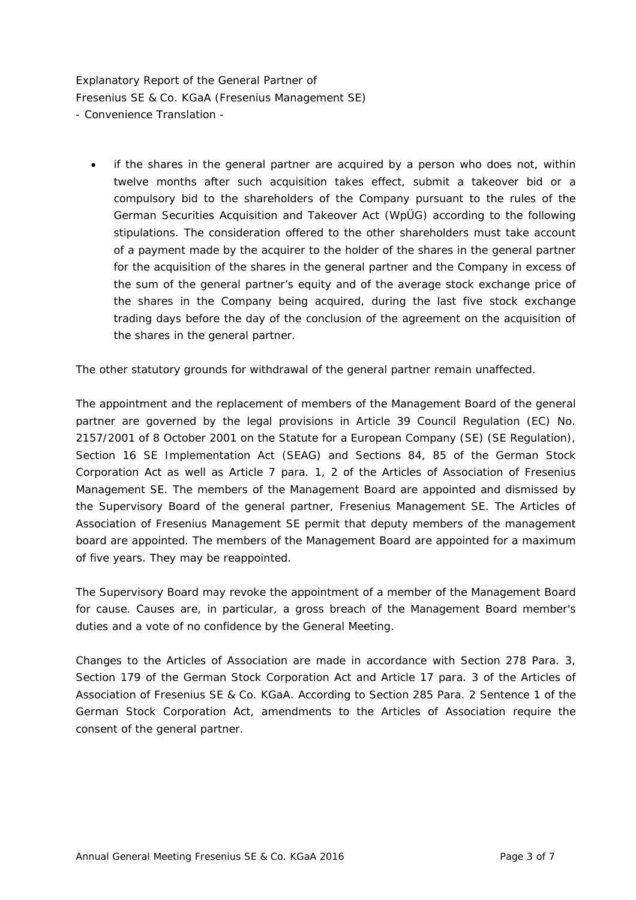- if the shares in the general partner are acquired by a person who does not, within twelve months after such acquisition takes effect, submit a takeover bid or a compulsory bid to the shareholders of the Company pursuant to the rules of the German Securities Acquisition and Takeover Act (WpÜG) according to the following stipulations. The consideration offered to the other shareholders must take account of a payment made by the acquirer to the holder of the shares in the general partner for the acquisition of the shares in the general partner and the Company in excess of the sum of the general partner's equity and of the average stock exchange price of the shares in the Company being acquired, during the last five stock exchange trading days before the day of the conclusion of the agreement on the acquisition of the shares in the general partner.

The other statutory grounds for withdrawal of the general partner remain unaffected.

The appointment and the replacement of members of the Management Board of the general partner are governed by the legal provisions in Article 39 Council Regulation (EC) No. 2157/2001 of 8 October 2001 on the Statute for a European Company (SE) (SE Regulation), Section 16 SE Implementation Act (SEAG) and Sections 84, 85 of the German Stock Corporation Act as well as Article 7 para. 1, 2 of the Articles of Association of Fresenius Management SE. The members of the Management Board are appointed and dismissed by the Supervisory Board of the general partner, Fresenius Management SE. The Articles of Association of Fresenius Management SE permit that deputy members of the management board are appointed. The members of the Management Board are appointed for a maximum of five years. They may be reappointed.

The Supervisory Board may revoke the appointment of a member of the Management Board for cause. Causes are, in particular, a gross breach of the Management Board member's duties and a vote of no confidence by the General Meeting.

Changes to the Articles of Association are made in accordance with Section 278 Para. 3, Section 179 of the German Stock Corporation Act and Article 17 para. 3 of the Articles of Association of Fresenius SE & Co. KGaA. According to Section 285 Para. 2 Sentence 1 of the German Stock Corporation Act, amendments to the Articles of Association require the consent of the general partner.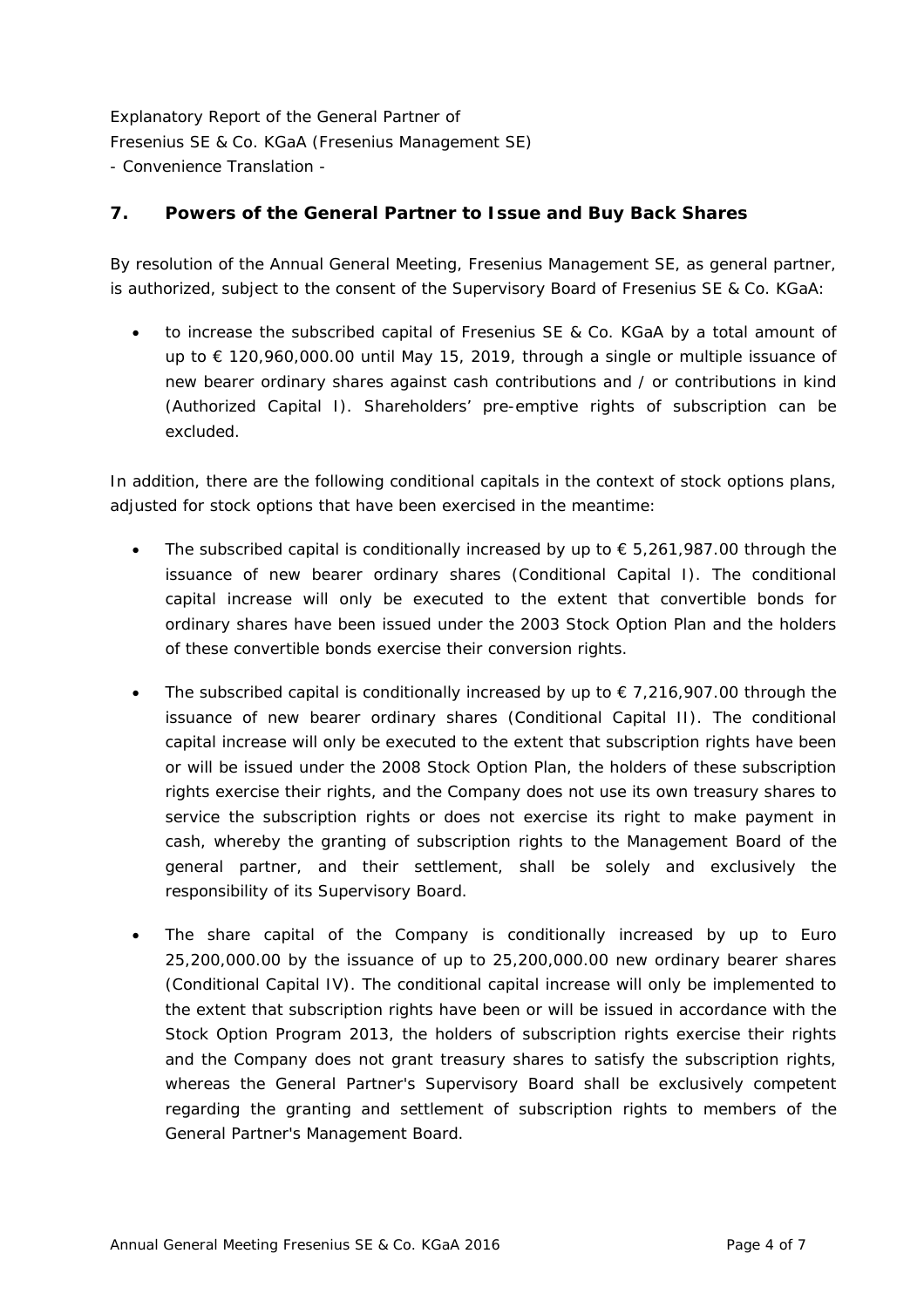Explanatory Report of the General Partner of
Fresenius SE & Co. KGaA (Fresenius Management SE)
- Convenience Translation -

## 7. Powers of the General Partner to Issue and Buy Back Shares

By resolution of the Annual General Meeting, Fresenius Management SE, as general partner, is authorized, subject to the consent of the Supervisory Board of Fresenius SE & Co. KGaA:

- to increase the subscribed capital of Fresenius SE & Co. KGaA by a total amount of up to € 120,960,000.00 until May 15, 2019, through a single or multiple issuance of new bearer ordinary shares against cash contributions and / or contributions in kind (Authorized Capital I). Shareholders' pre-emptive rights of subscription can be excluded.

In addition, there are the following conditional capitals in the context of stock options plans, adjusted for stock options that have been exercised in the meantime:

- The subscribed capital is conditionally increased by up to € 5,261,987.00 through the issuance of new bearer ordinary shares (Conditional Capital I). The conditional capital increase will only be executed to the extent that convertible bonds for ordinary shares have been issued under the 2003 Stock Option Plan and the holders of these convertible bonds exercise their conversion rights.
- The subscribed capital is conditionally increased by up to € 7,216,907.00 through the issuance of new bearer ordinary shares (Conditional Capital II). The conditional capital increase will only be executed to the extent that subscription rights have been or will be issued under the 2008 Stock Option Plan, the holders of these subscription rights exercise their rights, and the Company does not use its own treasury shares to service the subscription rights or does not exercise its right to make payment in cash, whereby the granting of subscription rights to the Management Board of the general partner, and their settlement, shall be solely and exclusively the responsibility of its Supervisory Board.
- The share capital of the Company is conditionally increased by up to Euro 25,200,000.00 by the issuance of up to 25,200,000.00 new ordinary bearer shares (Conditional Capital IV). The conditional capital increase will only be implemented to the extent that subscription rights have been or will be issued in accordance with the Stock Option Program 2013, the holders of subscription rights exercise their rights and the Company does not grant treasury shares to satisfy the subscription rights, whereas the General Partner's Supervisory Board shall be exclusively competent regarding the granting and settlement of subscription rights to members of the General Partner's Management Board.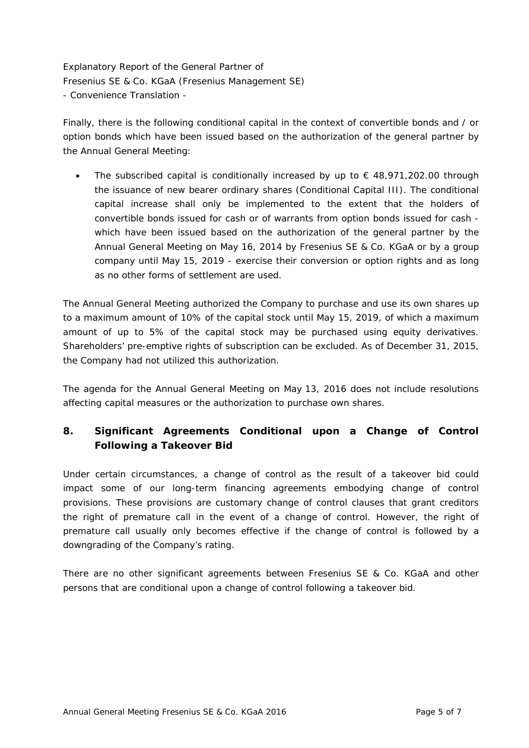Finally, there is the following conditional capital in the context of convertible bonds and / or option bonds which have been issued based on the authorization of the general partner by the Annual General Meeting:

- The subscribed capital is conditionally increased by up to € 48,971,202.00 through the issuance of new bearer ordinary shares (Conditional Capital III). The conditional capital increase shall only be implemented to the extent that the holders of convertible bonds issued for cash or of warrants from option bonds issued for cash - which have been issued based on the authorization of the general partner by the Annual General Meeting on May 16, 2014 by Fresenius SE & Co. KGaA or by a group company until May 15, 2019 - exercise their conversion or option rights and as long as no other forms of settlement are used.

The Annual General Meeting authorized the Company to purchase and use its own shares up to a maximum amount of 10% of the capital stock until May 15, 2019, of which a maximum amount of up to 5% of the capital stock may be purchased using equity derivatives. Shareholders' pre-emptive rights of subscription can be excluded. As of December 31, 2015, the Company had not utilized this authorization.

The agenda for the Annual General Meeting on May 13, 2016 does not include resolutions affecting capital measures or the authorization to purchase own shares.

## 8. Significant Agreements Conditional upon a Change of Control Following a Takeover Bid

Under certain circumstances, a change of control as the result of a takeover bid could impact some of our long-term financing agreements embodying change of control provisions. These provisions are customary change of control clauses that grant creditors the right of premature call in the event of a change of control. However, the right of premature call usually only becomes effective if the change of control is followed by a downgrading of the Company's rating.

There are no other significant agreements between Fresenius SE & Co. KGaA and other persons that are conditional upon a change of control following a takeover bid.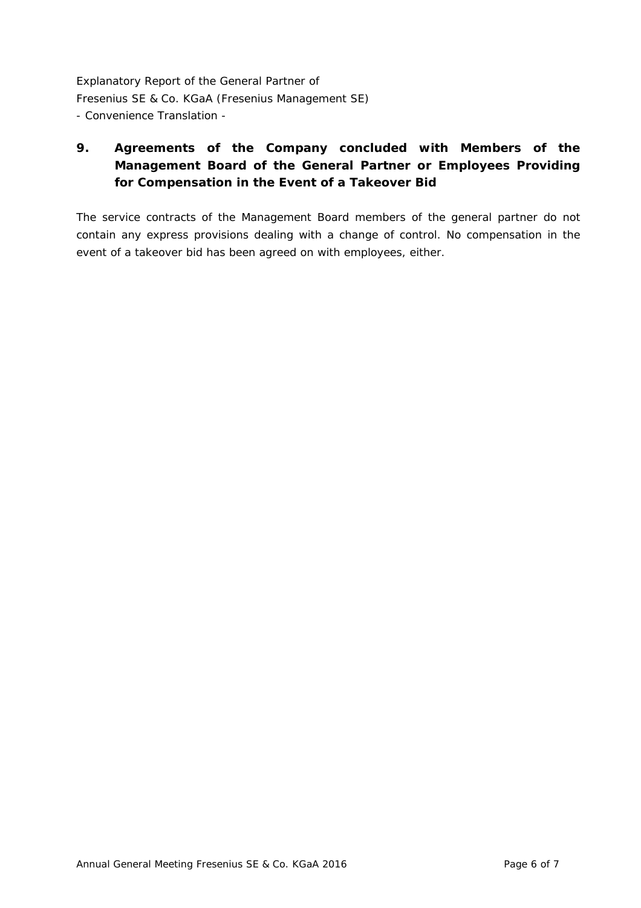## 9. Agreements of the Company concluded with Members of the Management Board of the General Partner or Employees Providing for Compensation in the Event of a Takeover Bid

The service contracts of the Management Board members of the general partner do not contain any express provisions dealing with a change of control. No compensation in the event of a takeover bid has been agreed on with employees, either.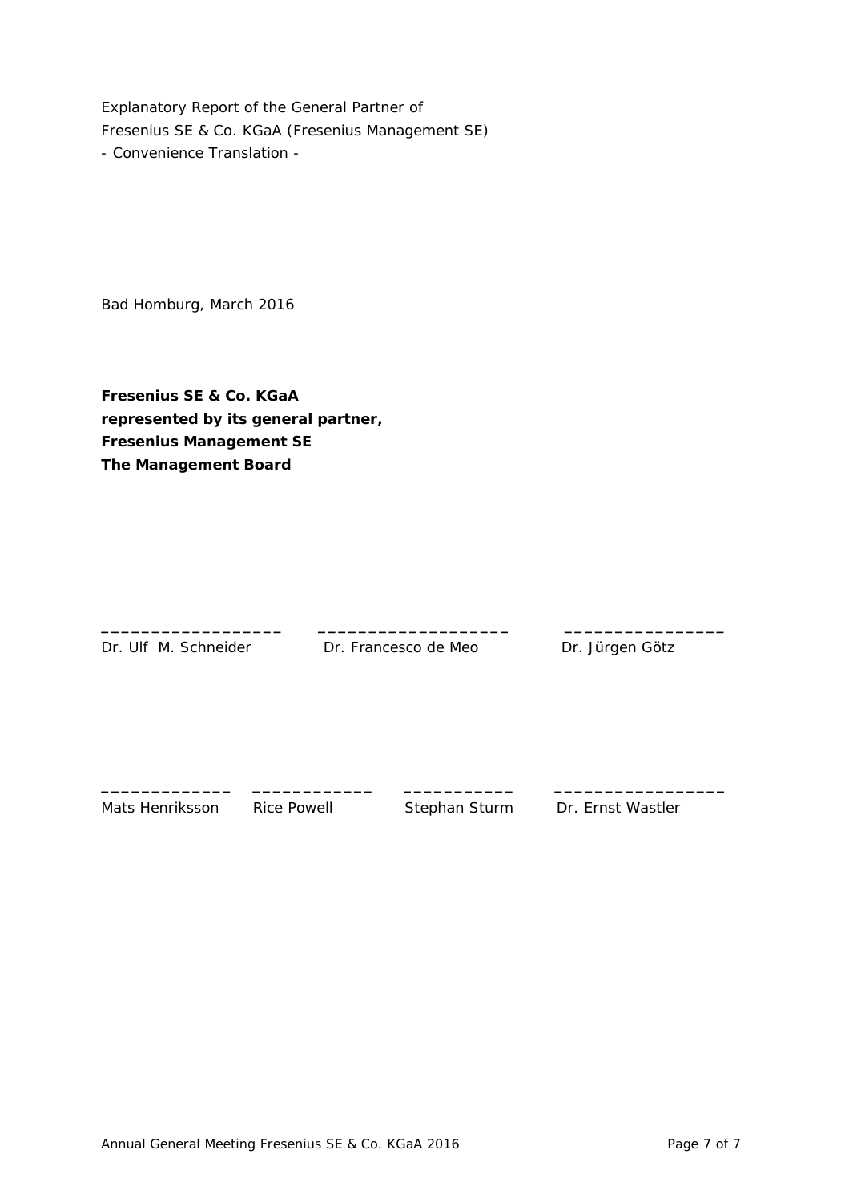Explanatory Report of the General Partner of
Fresenius SE & Co. KGaA (Fresenius Management SE)
- Convenience Translation -

Bad Homburg, March 2016

**Fresenius SE & Co. KGaA**
**represented by its general partner,**
**Fresenius Management SE**
**The Management Board**

| | | |
|---|---|---|
| \_\_\_\_\_\_\_\_\_\_\_\_\_\_\_\_\_\_ | \_\_\_\_\_\_\_\_\_\_\_\_\_\_\_\_\_\_\_ | \_\_\_\_\_\_\_\_\_\_\_\_\_\_\_\_\_ |
| Dr. Ulf M. Schneider | Dr. Francesco de Meo | Dr. Jürgen Götz |

| | | | |
|---|---|---|---|
| \_\_\_\_\_\_\_\_\_\_\_\_\_ | \_\_\_\_\_\_\_\_\_\_\_\_ | \_\_\_\_\_\_\_\_\_\_\_ | \_\_\_\_\_\_\_\_\_\_\_\_\_\_\_\_\_ |
| Mats Henriksson | Rice Powell | Stephan Sturm | Dr. Ernst Wastler |